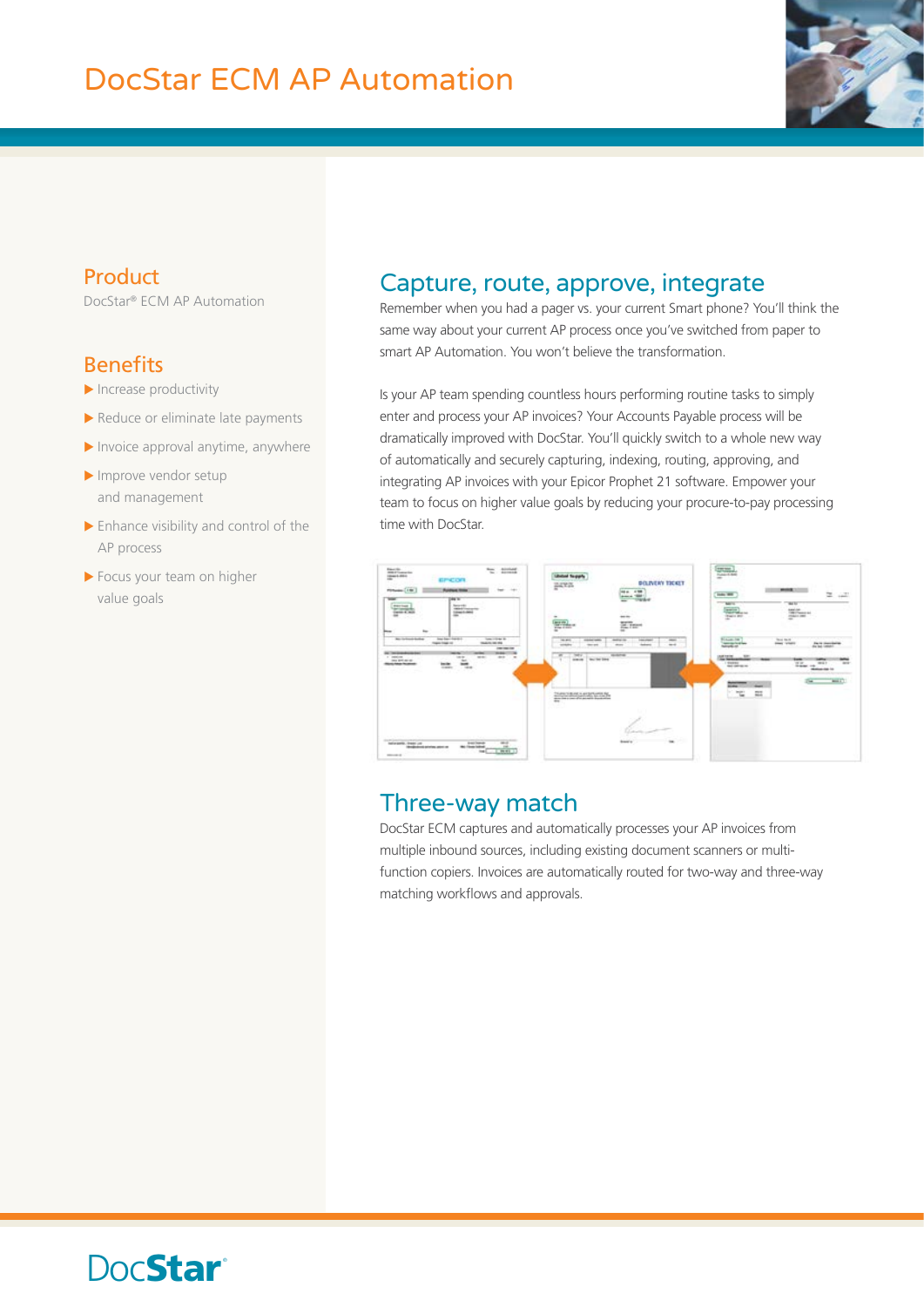# DocStar ECM AP Automation

## Product

DocStar® ECM AP Automation

## Benefits

- Increase productivity
- Reduce or eliminate late payments
- Invoice approval anytime, anywhere
- Improve vendor setup and management
- Enhance visibility and control of the AP process
- Focus your team on higher value goals

## Capture, route, approve, integrate

Remember when you had a pager vs. your current Smart phone? You'll think the same way about your current AP process once you've switched from paper to smart AP Automation. You won't believe the transformation.

Is your AP team spending countless hours performing routine tasks to simply enter and process your AP invoices? Your Accounts Payable process will be dramatically improved with DocStar. You'll quickly switch to a whole new way of automatically and securely capturing, indexing, routing, approving, and integrating AP invoices with your Epicor Prophet 21 software. Empower your team to focus on higher value goals by reducing your procure-to-pay processing time with DocStar.

## Three-way match

DocStar ECM captures and automatically processes your AP invoices from multiple inbound sources, including existing document scanners or multi-function copiers. Invoices are automatically routed for two-way and three-way matching workflows and approvals.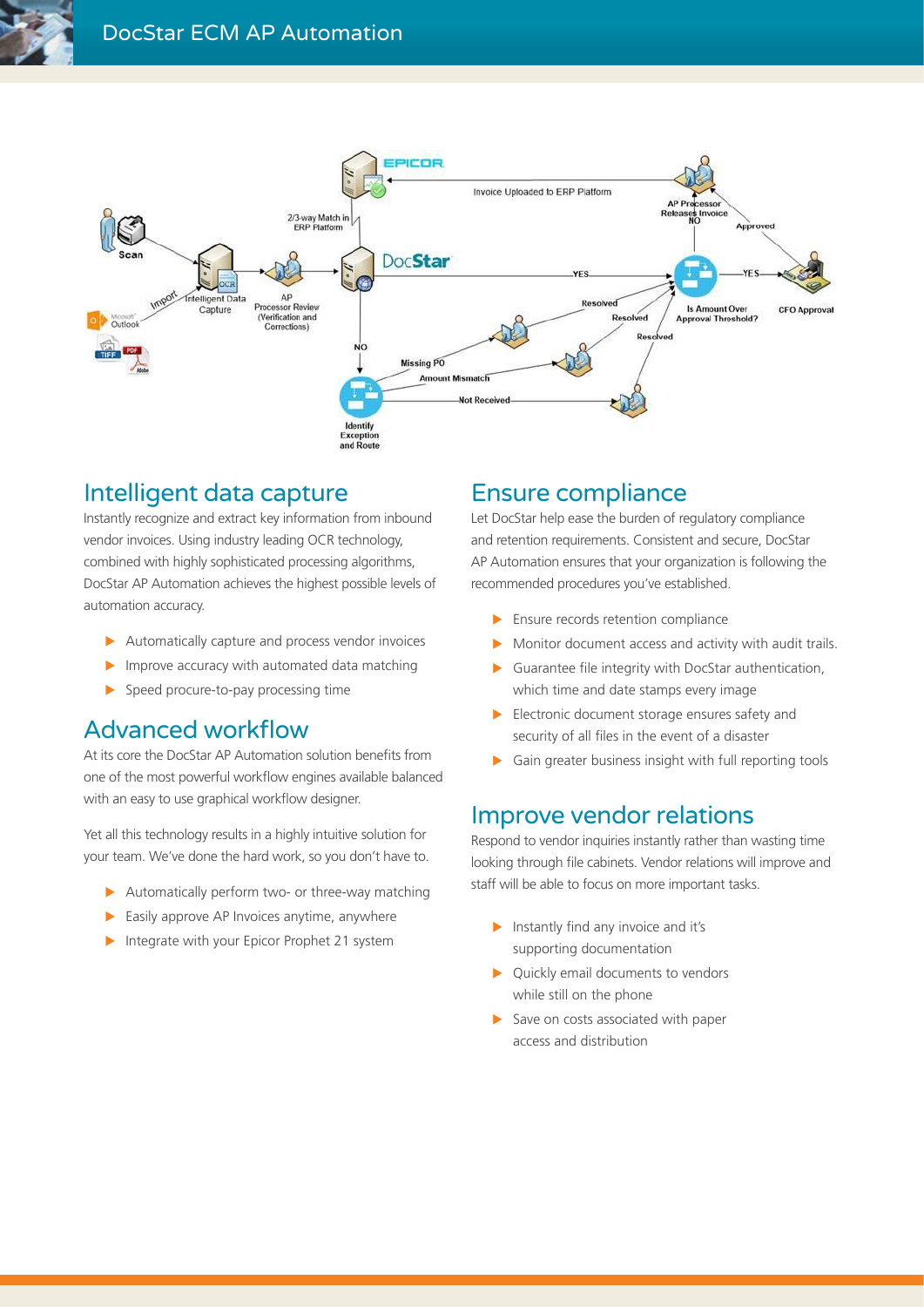## Intelligent data capture

Instantly recognize and extract key information from inbound vendor invoices. Using industry leading OCR technology, combined with highly sophisticated processing algorithms, DocStar AP Automation achieves the highest possible levels of automation accuracy.

- Automatically capture and process vendor invoices
- Improve accuracy with automated data matching
- Speed procure-to-pay processing time

## Advanced workflow

At its core the DocStar AP Automation solution benefits from one of the most powerful workflow engines available balanced with an easy to use graphical workflow designer.

Yet all this technology results in a highly intuitive solution for your team. We've done the hard work, so you don't have to.

- Automatically perform two- or three-way matching
- Easily approve AP Invoices anytime, anywhere
- Integrate with your Epicor Prophet 21 system

## Ensure compliance

Let DocStar help ease the burden of regulatory compliance and retention requirements. Consistent and secure, DocStar AP Automation ensures that your organization is following the recommended procedures you've established.

- Ensure records retention compliance
- Monitor document access and activity with audit trails.
- Guarantee file integrity with DocStar authentication, which time and date stamps every image
- Electronic document storage ensures safety and security of all files in the event of a disaster
- Gain greater business insight with full reporting tools

## Improve vendor relations

Respond to vendor inquiries instantly rather than wasting time looking through file cabinets. Vendor relations will improve and staff will be able to focus on more important tasks.

- Instantly find any invoice and it's supporting documentation
- Quickly email documents to vendors while still on the phone
- Save on costs associated with paper access and distribution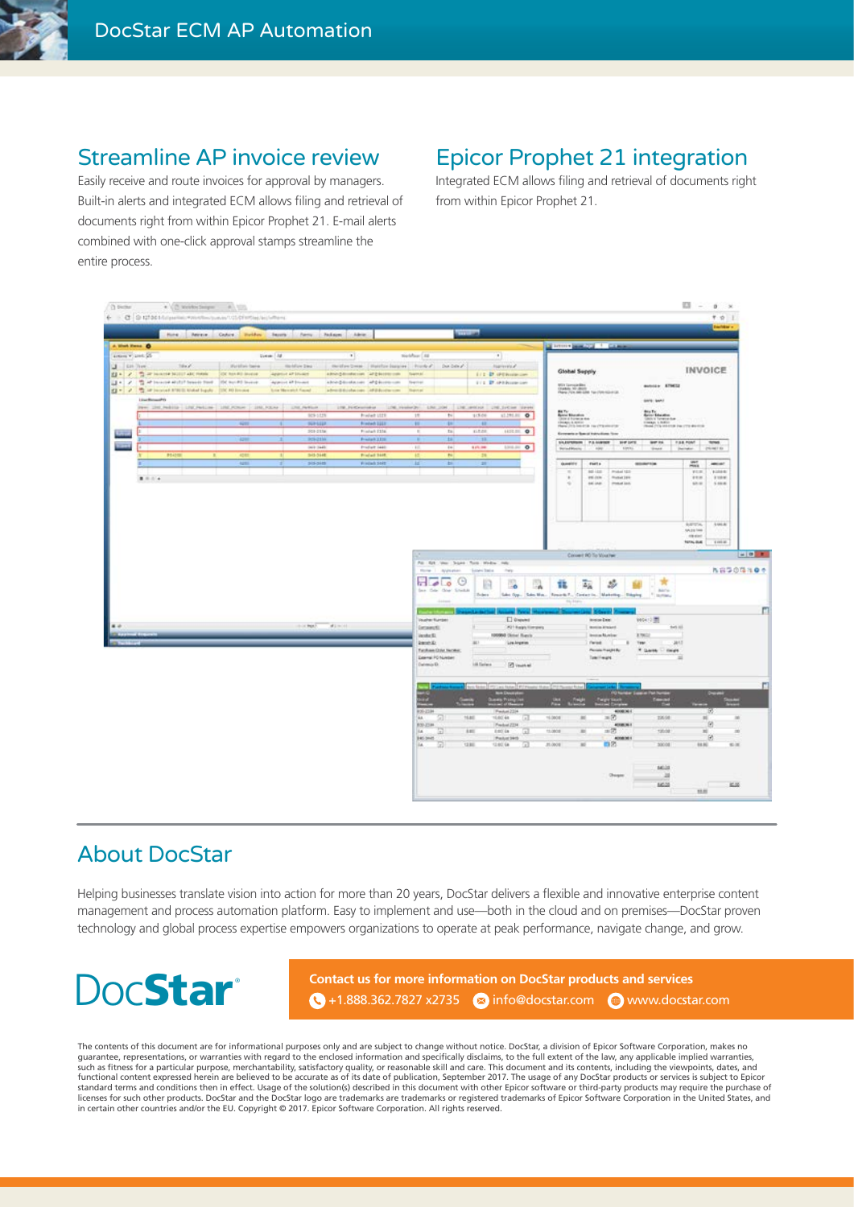## Streamline AP invoice review

Easily receive and route invoices for approval by managers. Built-in alerts and integrated ECM allows filing and retrieval of documents right from within Epicor Prophet 21. E-mail alerts combined with one-click approval stamps streamline the entire process.

## Epicor Prophet 21 integration

Integrated ECM allows filing and retrieval of documents right from within Epicor Prophet 21.

## About DocStar

Helping businesses translate vision into action for more than 20 years, DocStar delivers a flexible and innovative enterprise content management and process automation platform. Easy to implement and use—both in the cloud and on premises—DocStar proven technology and global process expertise empowers organizations to operate at peak performance, navigate change, and grow.

DocStar®

**Contact us for more information on DocStar products and services**

+1.888.362.7827 x2735 info@docstar.com www.docstar.com

The contents of this document are for informational purposes only and are subject to change without notice. DocStar, a division of Epicor Software Corporation, makes no guarantee, representations, or warranties with regard to the enclosed information and specifically disclaims, to the full extent of the law, any applicable implied warranties, such as fitness for a particular purpose, merchantability, satisfactory quality, or reasonable skill and care. This document and its contents, including the viewpoints, dates, and functional content expressed herein are believed to be accurate as of its date of publication, September 2017. The usage of any DocStar products or services is subject to Epicor standard terms and conditions then in effect. Usage of the solution(s) described in this document with other Epicor software or third-party products may require the purchase of licenses for such other products. DocStar and the DocStar logo are trademarks are trademarks or registered trademarks of Epicor Software Corporation in the United States, and in certain other countries and/or the EU. Copyright © 2017. Epicor Software Corporation. All rights reserved.